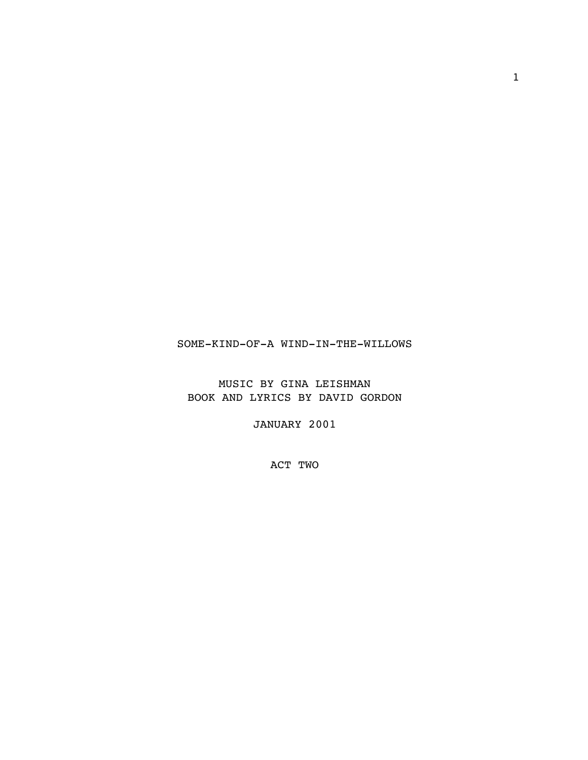# SOME-KIND-OF-A WIND-IN-THE-WILLOWS

MUSIC BY GINA LEISHMAN
BOOK AND LYRICS BY DAVID GORDON

JANUARY 2001

ACT TWO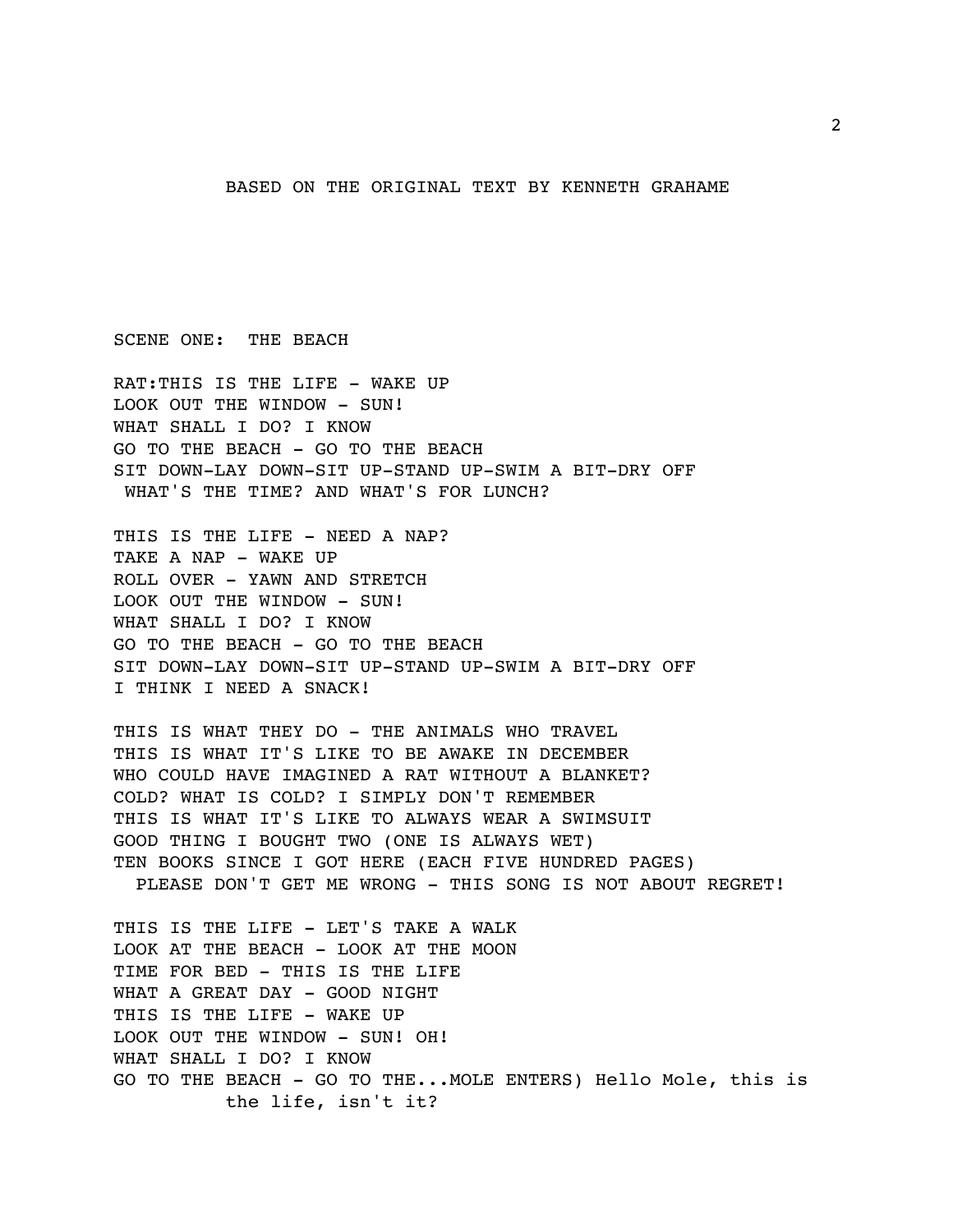BASED ON THE ORIGINAL TEXT BY KENNETH GRAHAME

SCENE ONE:  THE BEACH

RAT:THIS IS THE LIFE - WAKE UP
LOOK OUT THE WINDOW - SUN!
WHAT SHALL I DO? I KNOW
GO TO THE BEACH - GO TO THE BEACH
SIT DOWN-LAY DOWN-SIT UP-STAND UP-SWIM A BIT-DRY OFF
WHAT'S THE TIME? AND WHAT'S FOR LUNCH?

THIS IS THE LIFE - NEED A NAP?
TAKE A NAP - WAKE UP
ROLL OVER - YAWN AND STRETCH
LOOK OUT THE WINDOW - SUN!
WHAT SHALL I DO? I KNOW
GO TO THE BEACH - GO TO THE BEACH
SIT DOWN-LAY DOWN-SIT UP-STAND UP-SWIM A BIT-DRY OFF
I THINK I NEED A SNACK!

THIS IS WHAT THEY DO - THE ANIMALS WHO TRAVEL
THIS IS WHAT IT'S LIKE TO BE AWAKE IN DECEMBER
WHO COULD HAVE IMAGINED A RAT WITHOUT A BLANKET?
COLD? WHAT IS COLD? I SIMPLY DON'T REMEMBER
THIS IS WHAT IT'S LIKE TO ALWAYS WEAR A SWIMSUIT
GOOD THING I BOUGHT TWO (ONE IS ALWAYS WET)
TEN BOOKS SINCE I GOT HERE (EACH FIVE HUNDRED PAGES)
PLEASE DON'T GET ME WRONG - THIS SONG IS NOT ABOUT REGRET!

THIS IS THE LIFE - LET'S TAKE A WALK
LOOK AT THE BEACH - LOOK AT THE MOON
TIME FOR BED - THIS IS THE LIFE
WHAT A GREAT DAY - GOOD NIGHT
THIS IS THE LIFE - WAKE UP
LOOK OUT THE WINDOW - SUN! OH!
WHAT SHALL I DO? I KNOW
GO TO THE BEACH - GO TO THE...MOLE ENTERS) Hello Mole, this is the life, isn't it?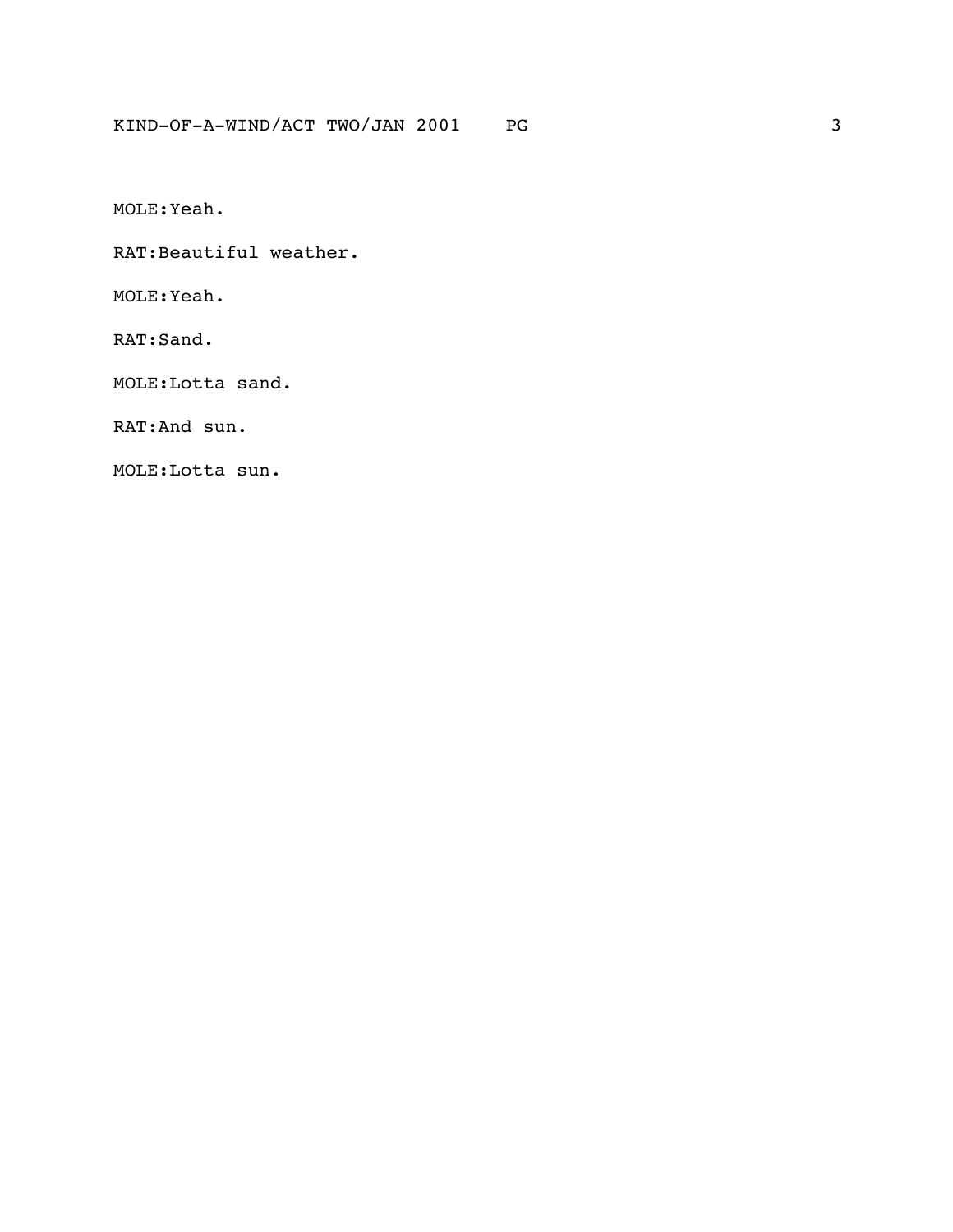MOLE:Yeah.

RAT:Beautiful weather.

MOLE:Yeah.

RAT:Sand.

MOLE:Lotta sand.

RAT:And sun.

MOLE:Lotta sun.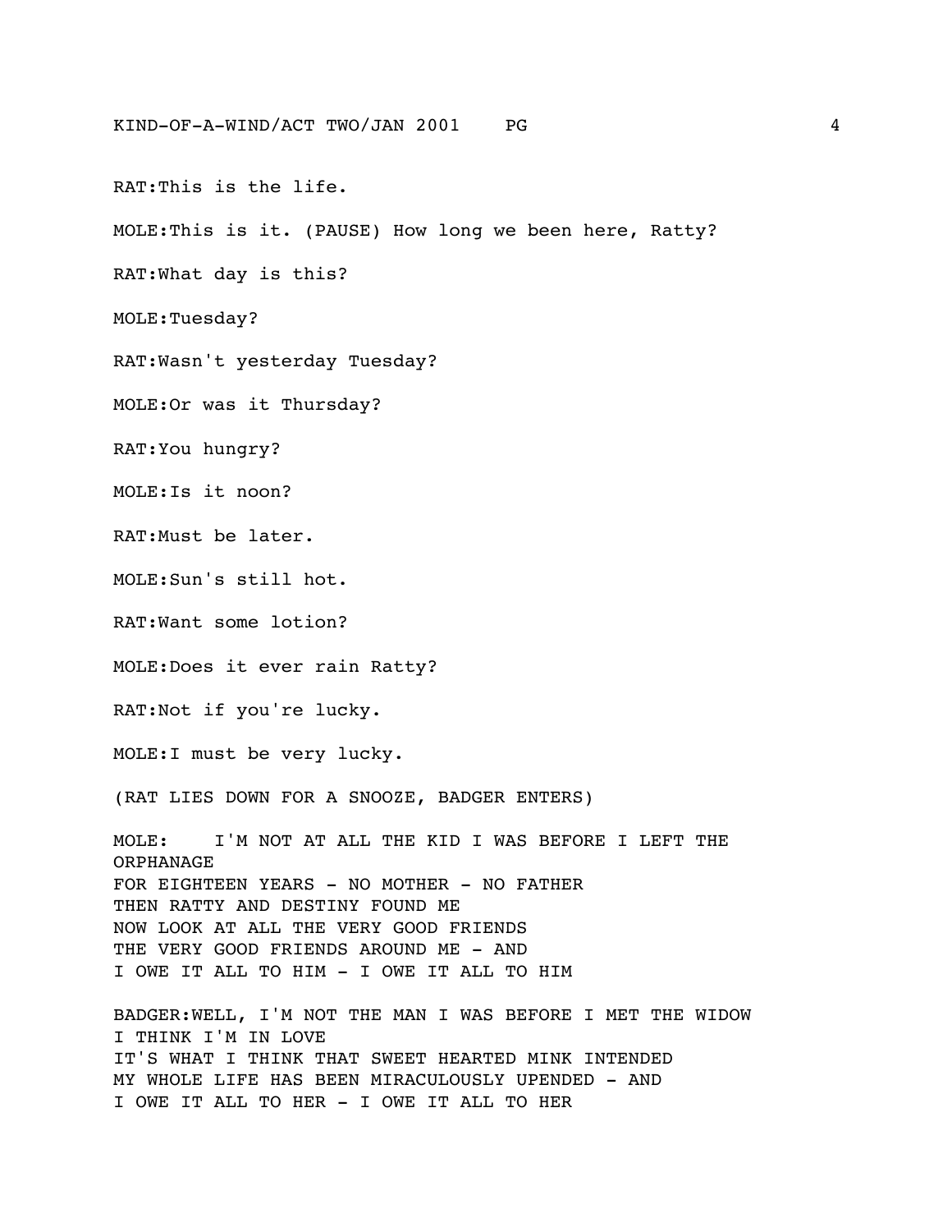RAT:This is the life.

MOLE:This is it. (PAUSE) How long we been here, Ratty?

RAT:What day is this?

MOLE:Tuesday?

RAT:Wasn't yesterday Tuesday?

MOLE:Or was it Thursday?

RAT:You hungry?

MOLE:Is it noon?

RAT:Must be later.

MOLE:Sun's still hot.

RAT:Want some lotion?

MOLE:Does it ever rain Ratty?

RAT:Not if you're lucky.

MOLE:I must be very lucky.

(RAT LIES DOWN FOR A SNOOZE, BADGER ENTERS)

MOLE:    I'M NOT AT ALL THE KID I WAS BEFORE I LEFT THE ORPHANAGE  
FOR EIGHTEEN YEARS - NO MOTHER - NO FATHER  
THEN RATTY AND DESTINY FOUND ME  
NOW LOOK AT ALL THE VERY GOOD FRIENDS  
THE VERY GOOD FRIENDS AROUND ME - AND  
I OWE IT ALL TO HIM - I OWE IT ALL TO HIM

BADGER:WELL, I'M NOT THE MAN I WAS BEFORE I MET THE WIDOW  
I THINK I'M IN LOVE  
IT'S WHAT I THINK THAT SWEET HEARTED MINK INTENDED  
MY WHOLE LIFE HAS BEEN MIRACULOUSLY UPENDED - AND  
I OWE IT ALL TO HER - I OWE IT ALL TO HER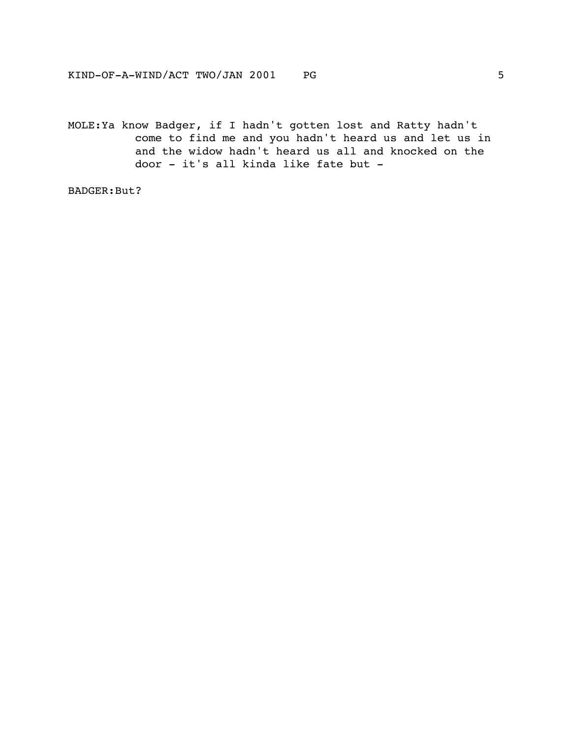MOLE:Ya know Badger, if I hadn't gotten lost and Ratty hadn't come to find me and you hadn't heard us and let us in and the widow hadn't heard us all and knocked on the door - it's all kinda like fate but -

BADGER:But?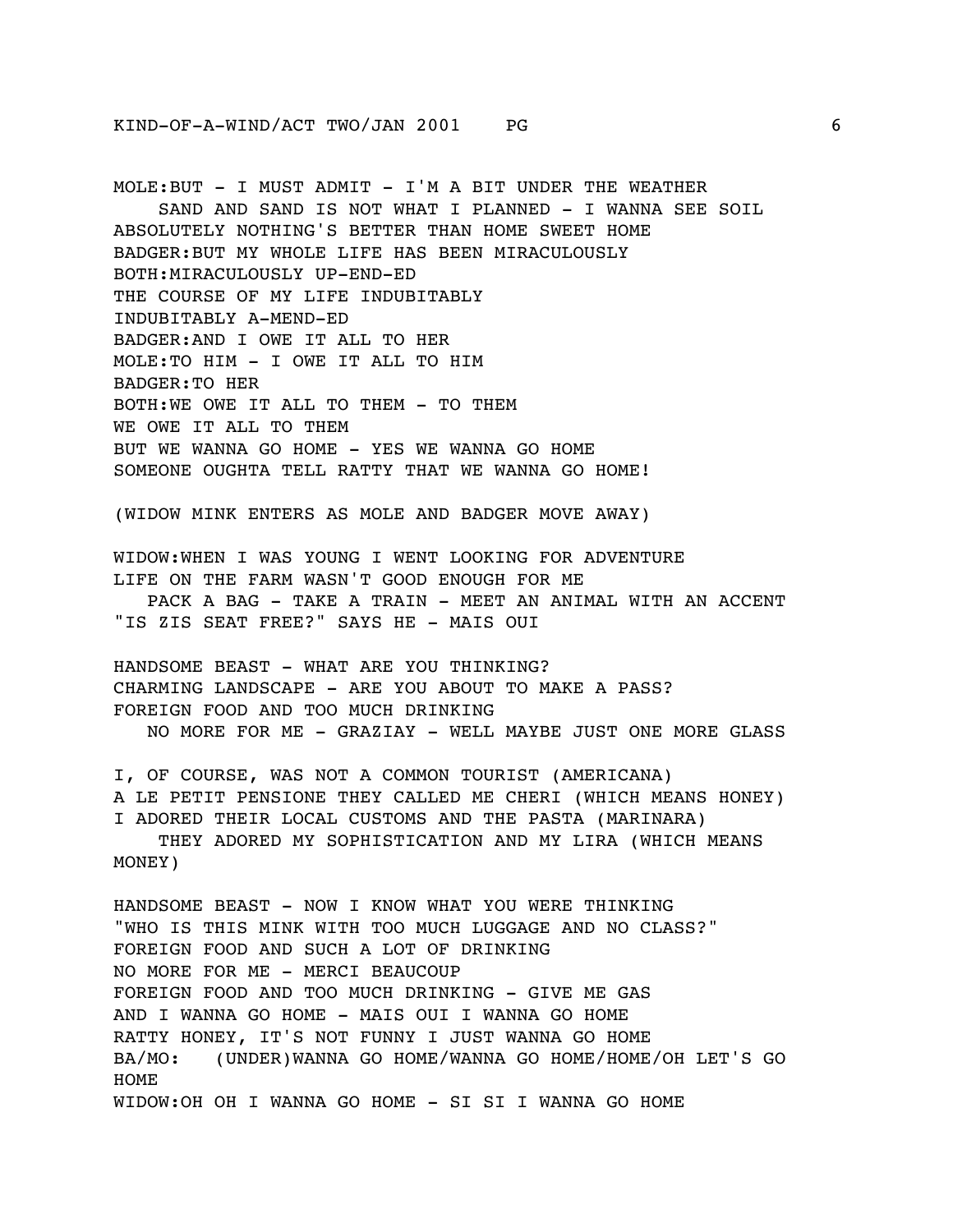MOLE:BUT - I MUST ADMIT - I'M A BIT UNDER THE WEATHER
    SAND AND SAND IS NOT WHAT I PLANNED - I WANNA SEE SOIL
ABSOLUTELY NOTHING'S BETTER THAN HOME SWEET HOME
BADGER:BUT MY WHOLE LIFE HAS BEEN MIRACULOUSLY
BOTH:MIRACULOUSLY UP-END-ED
THE COURSE OF MY LIFE INDUBITABLY
INDUBITABLY A-MEND-ED
BADGER:AND I OWE IT ALL TO HER
MOLE:TO HIM - I OWE IT ALL TO HIM
BADGER:TO HER
BOTH:WE OWE IT ALL TO THEM - TO THEM
WE OWE IT ALL TO THEM
BUT WE WANNA GO HOME - YES WE WANNA GO HOME
SOMEONE OUGHTA TELL RATTY THAT WE WANNA GO HOME!

(WIDOW MINK ENTERS AS MOLE AND BADGER MOVE AWAY)

WIDOW:WHEN I WAS YOUNG I WENT LOOKING FOR ADVENTURE
LIFE ON THE FARM WASN'T GOOD ENOUGH FOR ME
   PACK A BAG - TAKE A TRAIN - MEET AN ANIMAL WITH AN ACCENT
"IS ZIS SEAT FREE?" SAYS HE - MAIS OUI

HANDSOME BEAST - WHAT ARE YOU THINKING?
CHARMING LANDSCAPE - ARE YOU ABOUT TO MAKE A PASS?
FOREIGN FOOD AND TOO MUCH DRINKING
   NO MORE FOR ME - GRAZIAY - WELL MAYBE JUST ONE MORE GLASS

I, OF COURSE, WAS NOT A COMMON TOURIST (AMERICANA)
A LE PETIT PENSIONE THEY CALLED ME CHERI (WHICH MEANS HONEY)
I ADORED THEIR LOCAL CUSTOMS AND THE PASTA (MARINARA)
    THEY ADORED MY SOPHISTICATION AND MY LIRA (WHICH MEANS MONEY)

HANDSOME BEAST - NOW I KNOW WHAT YOU WERE THINKING
"WHO IS THIS MINK WITH TOO MUCH LUGGAGE AND NO CLASS?"
FOREIGN FOOD AND SUCH A LOT OF DRINKING
NO MORE FOR ME - MERCI BEAUCOUP
FOREIGN FOOD AND TOO MUCH DRINKING - GIVE ME GAS
AND I WANNA GO HOME - MAIS OUI I WANNA GO HOME
RATTY HONEY, IT'S NOT FUNNY I JUST WANNA GO HOME
BA/MO:   (UNDER)WANNA GO HOME/WANNA GO HOME/HOME/OH LET'S GO HOME
WIDOW:OH OH I WANNA GO HOME - SI SI I WANNA GO HOME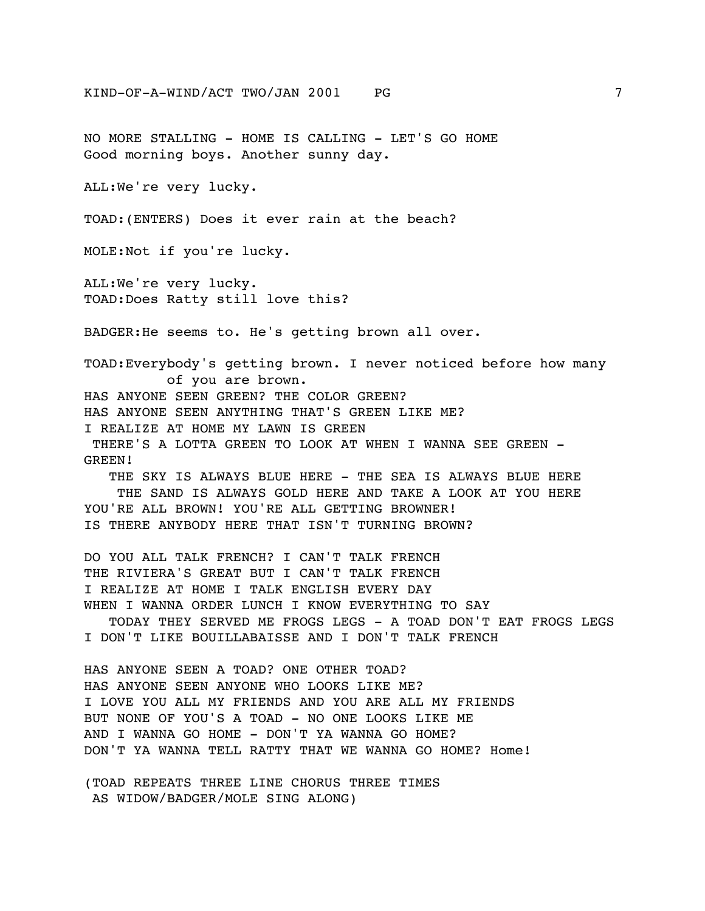NO MORE STALLING - HOME IS CALLING - LET'S GO HOME
Good morning boys. Another sunny day.

ALL:We're very lucky.

TOAD:(ENTERS) Does it ever rain at the beach?

MOLE:Not if you're lucky.

ALL:We're very lucky.
TOAD:Does Ratty still love this?

BADGER:He seems to. He's getting brown all over.

TOAD:Everybody's getting brown. I never noticed before how many of you are brown.
HAS ANYONE SEEN GREEN? THE COLOR GREEN?
HAS ANYONE SEEN ANYTHING THAT'S GREEN LIKE ME?
I REALIZE AT HOME MY LAWN IS GREEN
THERE'S A LOTTA GREEN TO LOOK AT WHEN I WANNA SEE GREEN -
GREEN!
THE SKY IS ALWAYS BLUE HERE - THE SEA IS ALWAYS BLUE HERE
THE SAND IS ALWAYS GOLD HERE AND TAKE A LOOK AT YOU HERE
YOU'RE ALL BROWN! YOU'RE ALL GETTING BROWNER!
IS THERE ANYBODY HERE THAT ISN'T TURNING BROWN?

DO YOU ALL TALK FRENCH? I CAN'T TALK FRENCH
THE RIVIERA'S GREAT BUT I CAN'T TALK FRENCH
I REALIZE AT HOME I TALK ENGLISH EVERY DAY
WHEN I WANNA ORDER LUNCH I KNOW EVERYTHING TO SAY
TODAY THEY SERVED ME FROGS LEGS - A TOAD DON'T EAT FROGS LEGS
I DON'T LIKE BOUILLABAISSE AND I DON'T TALK FRENCH

HAS ANYONE SEEN A TOAD? ONE OTHER TOAD?
HAS ANYONE SEEN ANYONE WHO LOOKS LIKE ME?
I LOVE YOU ALL MY FRIENDS AND YOU ARE ALL MY FRIENDS
BUT NONE OF YOU'S A TOAD - NO ONE LOOKS LIKE ME
AND I WANNA GO HOME - DON'T YA WANNA GO HOME?
DON'T YA WANNA TELL RATTY THAT WE WANNA GO HOME? Home!

(TOAD REPEATS THREE LINE CHORUS THREE TIMES
AS WIDOW/BADGER/MOLE SING ALONG)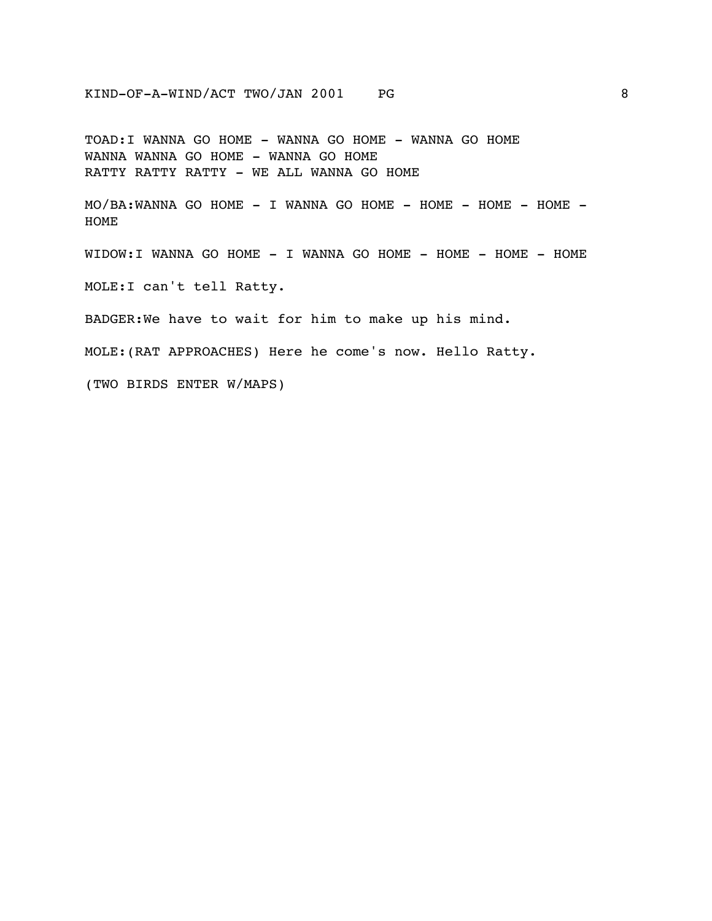TOAD:I WANNA GO HOME - WANNA GO HOME - WANNA GO HOME
WANNA WANNA GO HOME - WANNA GO HOME
RATTY RATTY RATTY - WE ALL WANNA GO HOME

MO/BA:WANNA GO HOME - I WANNA GO HOME - HOME - HOME - HOME - HOME

WIDOW:I WANNA GO HOME - I WANNA GO HOME - HOME - HOME - HOME

MOLE:I can't tell Ratty.

BADGER:We have to wait for him to make up his mind.

MOLE:(RAT APPROACHES) Here he come's now. Hello Ratty.

(TWO BIRDS ENTER W/MAPS)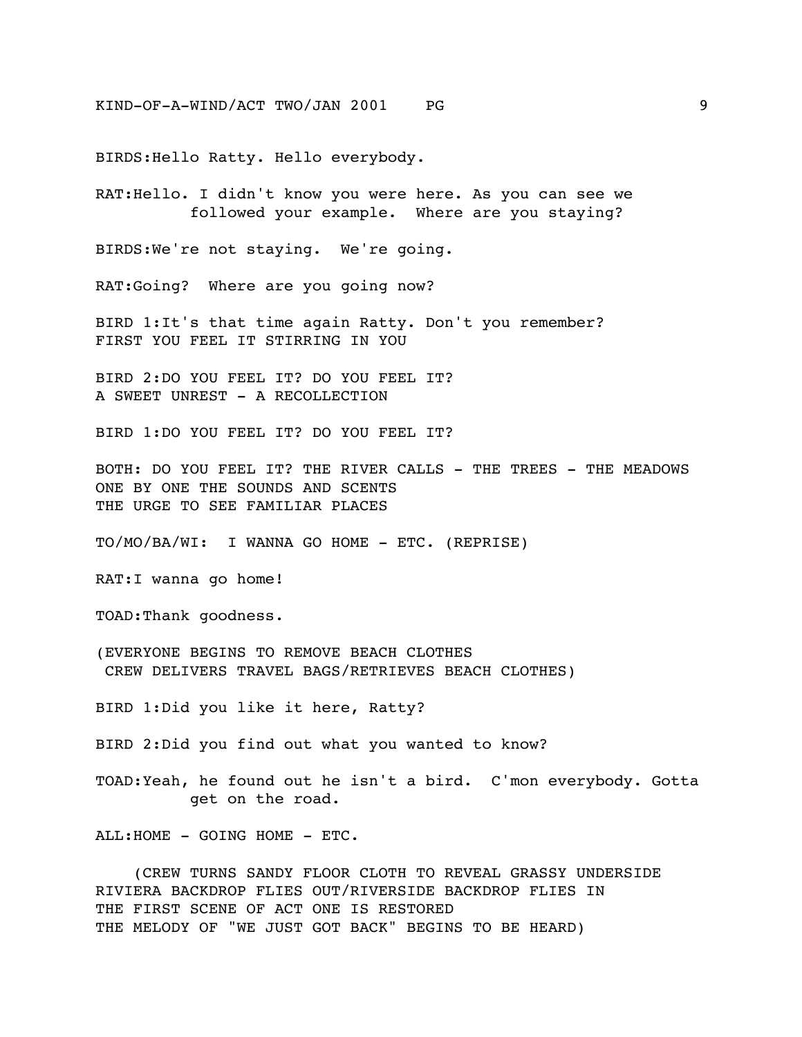BIRDS:Hello Ratty. Hello everybody.

RAT:Hello. I didn't know you were here. As you can see we followed your example. Where are you staying?

BIRDS:We're not staying. We're going.

RAT:Going? Where are you going now?

BIRD 1:It's that time again Ratty. Don't you remember?
FIRST YOU FEEL IT STIRRING IN YOU

BIRD 2:DO YOU FEEL IT? DO YOU FEEL IT?
A SWEET UNREST - A RECOLLECTION

BIRD 1:DO YOU FEEL IT? DO YOU FEEL IT?

BOTH: DO YOU FEEL IT? THE RIVER CALLS - THE TREES - THE MEADOWS
ONE BY ONE THE SOUNDS AND SCENTS
THE URGE TO SEE FAMILIAR PLACES

TO/MO/BA/WI: I WANNA GO HOME - ETC. (REPRISE)

RAT:I wanna go home!

TOAD:Thank goodness.

(EVERYONE BEGINS TO REMOVE BEACH CLOTHES
CREW DELIVERS TRAVEL BAGS/RETRIEVES BEACH CLOTHES)

BIRD 1:Did you like it here, Ratty?

BIRD 2:Did you find out what you wanted to know?

TOAD:Yeah, he found out he isn't a bird. C'mon everybody. Gotta get on the road.

ALL:HOME - GOING HOME - ETC.

(CREW TURNS SANDY FLOOR CLOTH TO REVEAL GRASSY UNDERSIDE
RIVIERA BACKDROP FLIES OUT/RIVERSIDE BACKDROP FLIES IN
THE FIRST SCENE OF ACT ONE IS RESTORED
THE MELODY OF "WE JUST GOT BACK" BEGINS TO BE HEARD)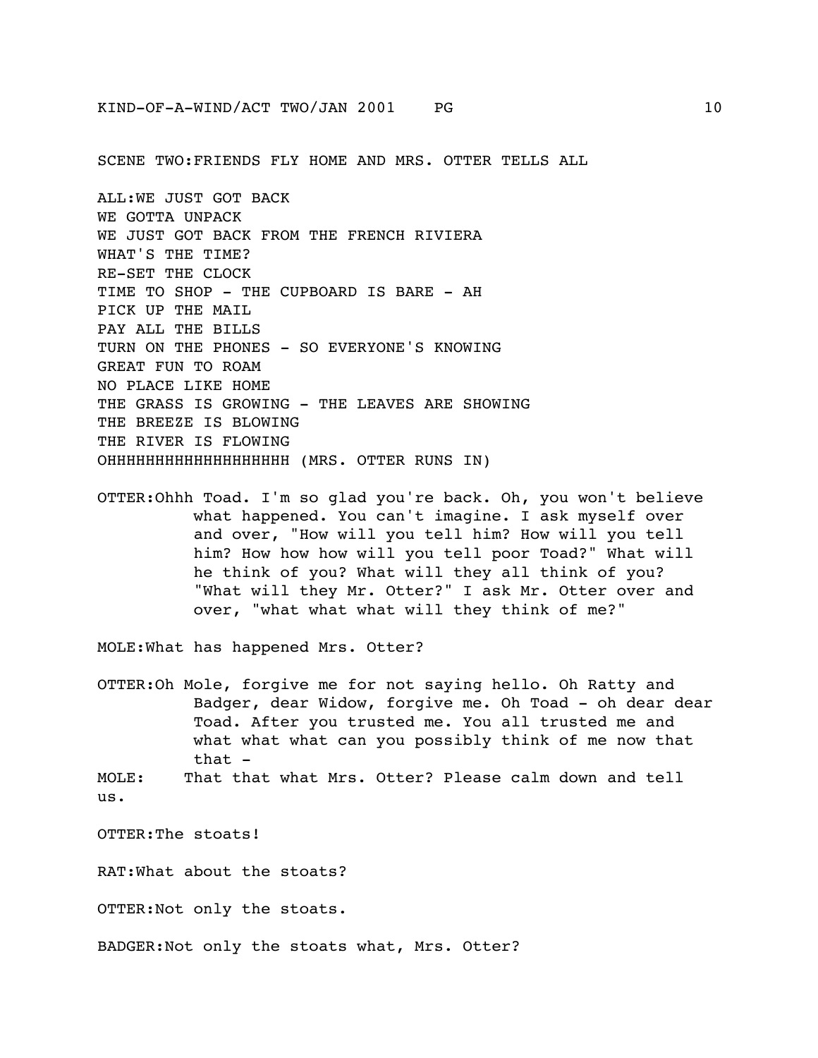SCENE TWO:FRIENDS FLY HOME AND MRS. OTTER TELLS ALL

ALL:WE JUST GOT BACK
WE GOTTA UNPACK
WE JUST GOT BACK FROM THE FRENCH RIVIERA
WHAT'S THE TIME?
RE-SET THE CLOCK
TIME TO SHOP - THE CUPBOARD IS BARE - AH
PICK UP THE MAIL
PAY ALL THE BILLS
TURN ON THE PHONES - SO EVERYONE'S KNOWING
GREAT FUN TO ROAM
NO PLACE LIKE HOME
THE GRASS IS GROWING - THE LEAVES ARE SHOWING
THE BREEZE IS BLOWING
THE RIVER IS FLOWING
OHHHHHHHHHHHHHHHHHHH (MRS. OTTER RUNS IN)

OTTER:Ohhh Toad. I'm so glad you're back. Oh, you won't believe what happened. You can't imagine. I ask myself over and over, "How will you tell him? How will you tell him? How how how will you tell poor Toad?" What will he think of you? What will they all think of you? "What will they Mr. Otter?" I ask Mr. Otter over and over, "what what what will they think of me?"

MOLE:What has happened Mrs. Otter?

OTTER:Oh Mole, forgive me for not saying hello. Oh Ratty and Badger, dear Widow, forgive me. Oh Toad - oh dear dear Toad. After you trusted me. You all trusted me and what what what can you possibly think of me now that that -

MOLE: That that what Mrs. Otter? Please calm down and tell us.

OTTER:The stoats!

RAT:What about the stoats?

OTTER:Not only the stoats.

BADGER:Not only the stoats what, Mrs. Otter?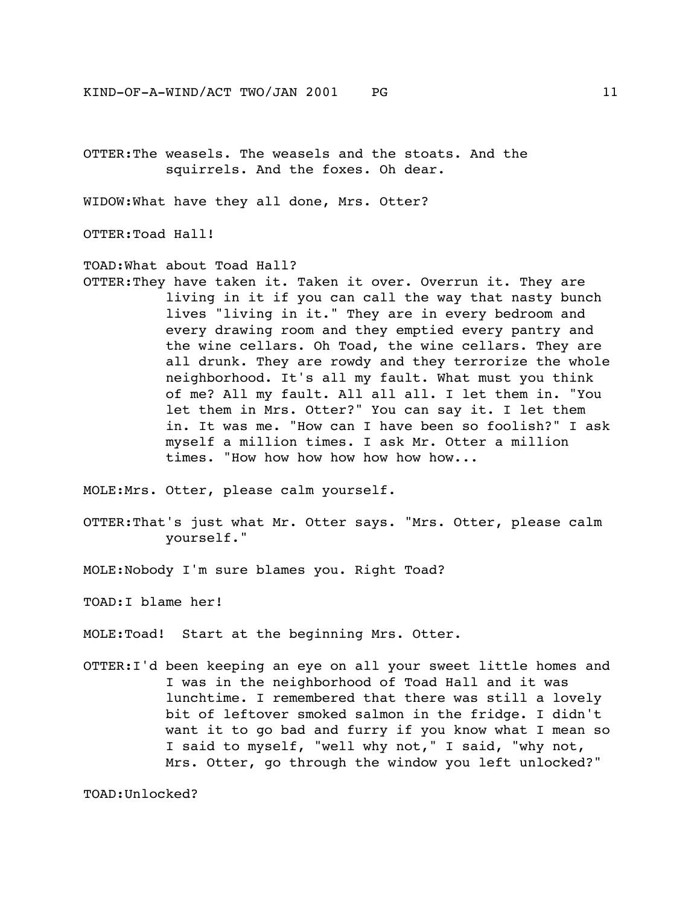OTTER: The weasels. The weasels and the stoats. And the squirrels. And the foxes. Oh dear.

WIDOW: What have they all done, Mrs. Otter?

OTTER: Toad Hall!

TOAD: What about Toad Hall?

OTTER: They have taken it. Taken it over. Overrun it. They are living in it if you can call the way that nasty bunch lives "living in it." They are in every bedroom and every drawing room and they emptied every pantry and the wine cellars. Oh Toad, the wine cellars. They are all drunk. They are rowdy and they terrorize the whole neighborhood. It's all my fault. What must you think of me? All my fault. All all all. I let them in. "You let them in Mrs. Otter?" You can say it. I let them in. It was me. "How can I have been so foolish?" I ask myself a million times. I ask Mr. Otter a million times. "How how how how how how how...

MOLE: Mrs. Otter, please calm yourself.

OTTER: That's just what Mr. Otter says. "Mrs. Otter, please calm yourself."

MOLE: Nobody I'm sure blames you. Right Toad?

TOAD: I blame her!

MOLE: Toad!  Start at the beginning Mrs. Otter.

OTTER: I'd been keeping an eye on all your sweet little homes and I was in the neighborhood of Toad Hall and it was lunchtime. I remembered that there was still a lovely bit of leftover smoked salmon in the fridge. I didn't want it to go bad and furry if you know what I mean so I said to myself, "well why not," I said, "why not, Mrs. Otter, go through the window you left unlocked?"

TOAD: Unlocked?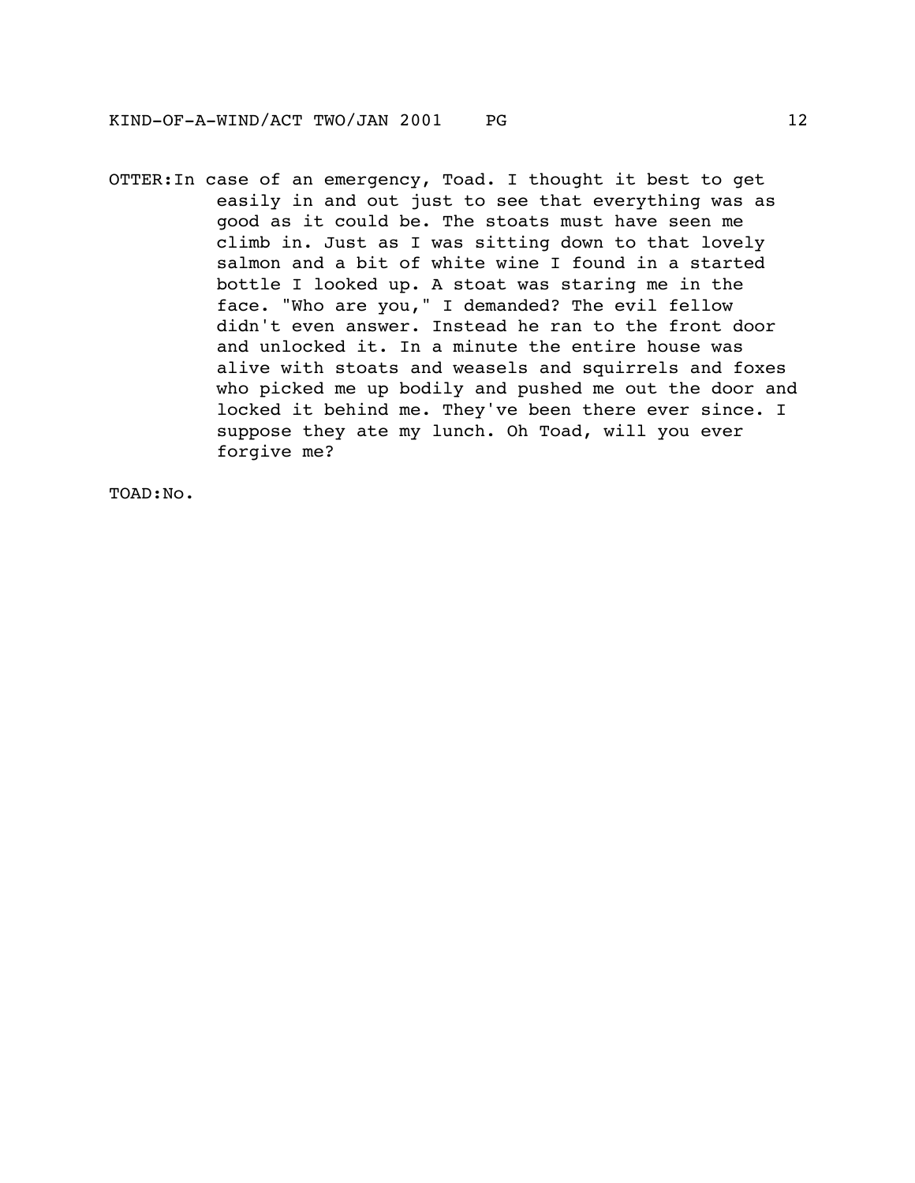OTTER: In case of an emergency, Toad. I thought it best to get easily in and out just to see that everything was as good as it could be. The stoats must have seen me climb in. Just as I was sitting down to that lovely salmon and a bit of white wine I found in a started bottle I looked up. A stoat was staring me in the face. "Who are you," I demanded? The evil fellow didn't even answer. Instead he ran to the front door and unlocked it. In a minute the entire house was alive with stoats and weasels and squirrels and foxes who picked me up bodily and pushed me out the door and locked it behind me. They've been there ever since. I suppose they ate my lunch. Oh Toad, will you ever forgive me?

TOAD: No.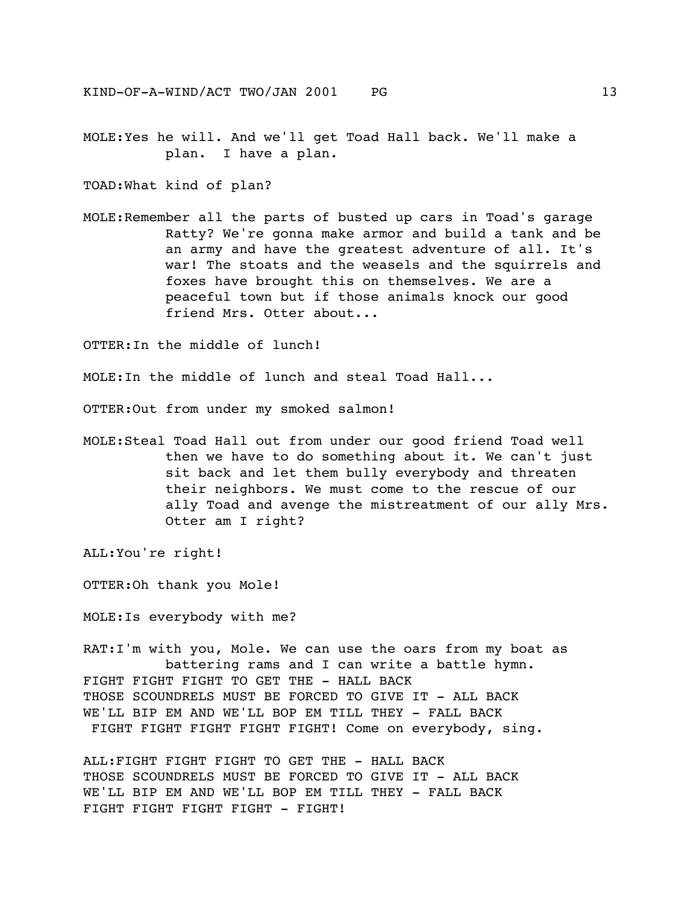MOLE: Yes he will. And we'll get Toad Hall back. We'll make a plan. I have a plan.

TOAD: What kind of plan?

MOLE: Remember all the parts of busted up cars in Toad's garage Ratty? We're gonna make armor and build a tank and be an army and have the greatest adventure of all. It's war! The stoats and the weasels and the squirrels and foxes have brought this on themselves. We are a peaceful town but if those animals knock our good friend Mrs. Otter about...

OTTER: In the middle of lunch!

MOLE: In the middle of lunch and steal Toad Hall...

OTTER: Out from under my smoked salmon!

MOLE: Steal Toad Hall out from under our good friend Toad well then we have to do something about it. We can't just sit back and let them bully everybody and threaten their neighbors. We must come to the rescue of our ally Toad and avenge the mistreatment of our ally Mrs. Otter am I right?

ALL: You're right!

OTTER: Oh thank you Mole!

MOLE: Is everybody with me?

RAT: I'm with you, Mole. We can use the oars from my boat as battering rams and I can write a battle hymn.
FIGHT FIGHT FIGHT TO GET THE - HALL BACK
THOSE SCOUNDRELS MUST BE FORCED TO GIVE IT - ALL BACK
WE'LL BIP EM AND WE'LL BOP EM TILL THEY - FALL BACK
FIGHT FIGHT FIGHT FIGHT FIGHT! Come on everybody, sing.

ALL: FIGHT FIGHT FIGHT TO GET THE - HALL BACK
THOSE SCOUNDRELS MUST BE FORCED TO GIVE IT - ALL BACK
WE'LL BIP EM AND WE'LL BOP EM TILL THEY - FALL BACK
FIGHT FIGHT FIGHT FIGHT - FIGHT!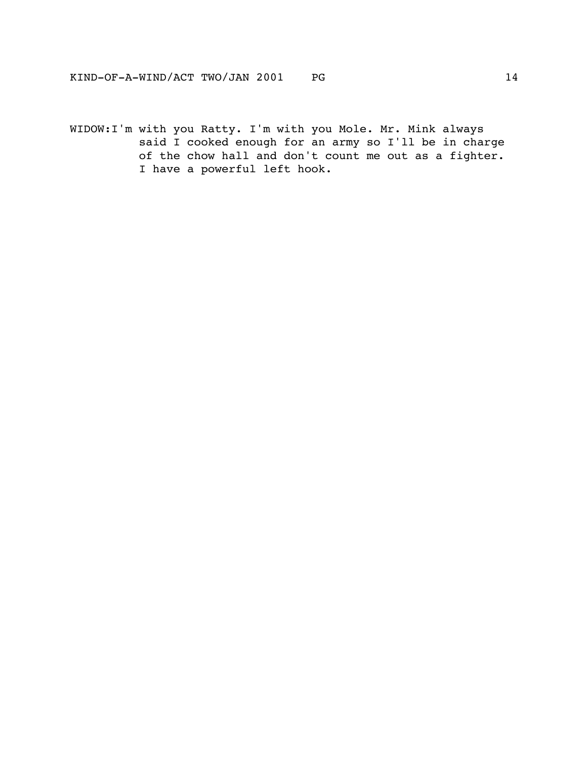WIDOW: I'm with you Ratty. I'm with you Mole. Mr. Mink always said I cooked enough for an army so I'll be in charge of the chow hall and don't count me out as a fighter. I have a powerful left hook.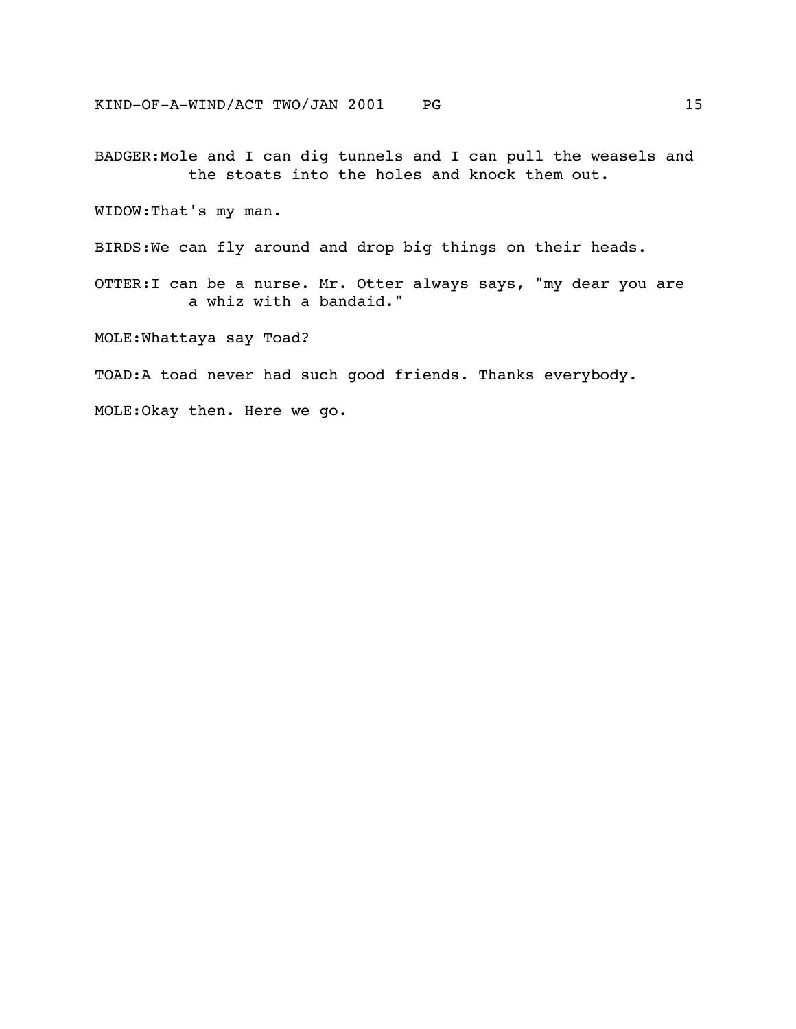BADGER:Mole and I can dig tunnels and I can pull the weasels and the stoats into the holes and knock them out.

WIDOW:That's my man.

BIRDS:We can fly around and drop big things on their heads.

OTTER:I can be a nurse. Mr. Otter always says, "my dear you are a whiz with a bandaid."

MOLE:Whattaya say Toad?

TOAD:A toad never had such good friends. Thanks everybody.

MOLE:Okay then. Here we go.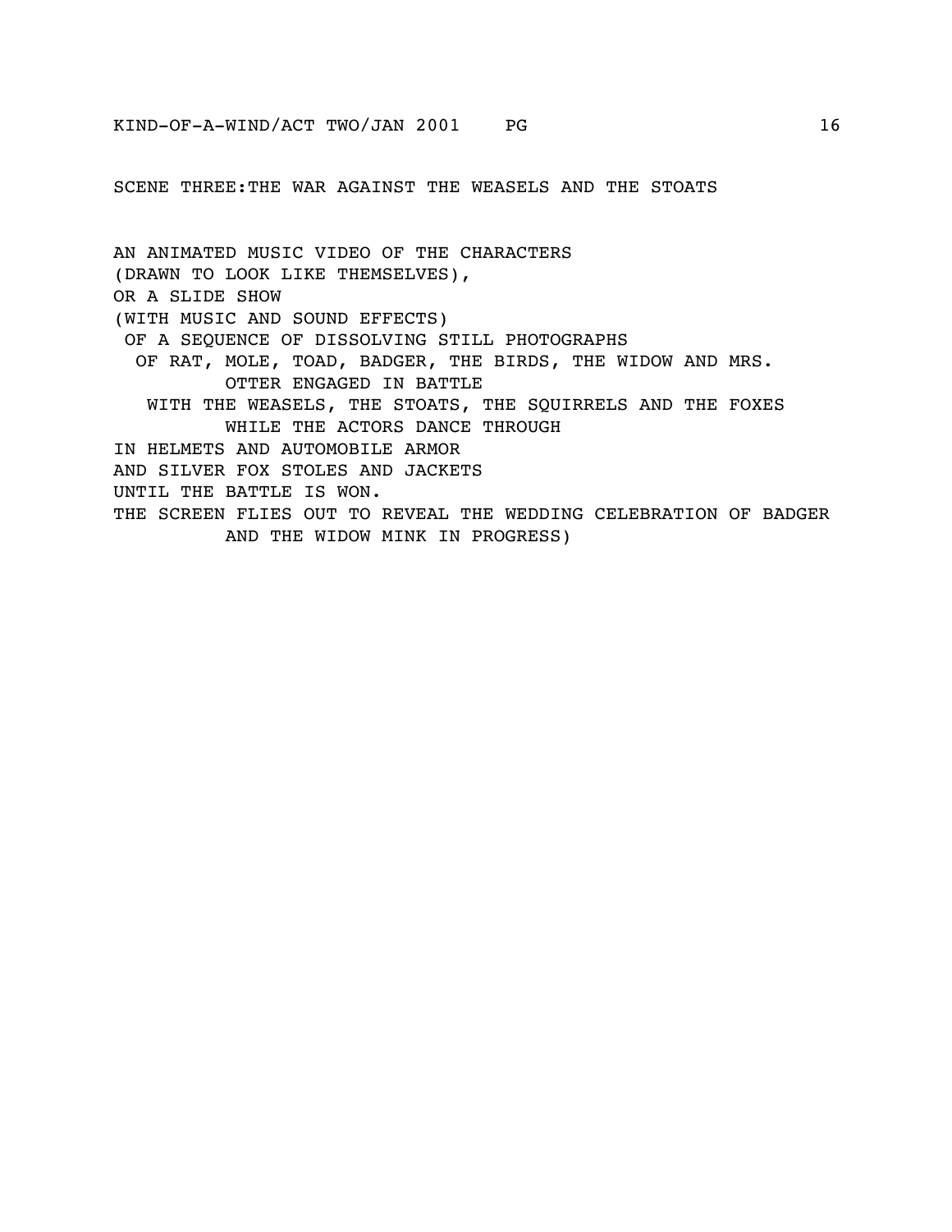SCENE THREE:THE WAR AGAINST THE WEASELS AND THE STOATS

AN ANIMATED MUSIC VIDEO OF THE CHARACTERS
(DRAWN TO LOOK LIKE THEMSELVES),
OR A SLIDE SHOW
(WITH MUSIC AND SOUND EFFECTS)
OF A SEQUENCE OF DISSOLVING STILL PHOTOGRAPHS
OF RAT, MOLE, TOAD, BADGER, THE BIRDS, THE WIDOW AND MRS. OTTER ENGAGED IN BATTLE
WITH THE WEASELS, THE STOATS, THE SQUIRRELS AND THE FOXES WHILE THE ACTORS DANCE THROUGH
IN HELMETS AND AUTOMOBILE ARMOR
AND SILVER FOX STOLES AND JACKETS
UNTIL THE BATTLE IS WON.
THE SCREEN FLIES OUT TO REVEAL THE WEDDING CELEBRATION OF BADGER AND THE WIDOW MINK IN PROGRESS)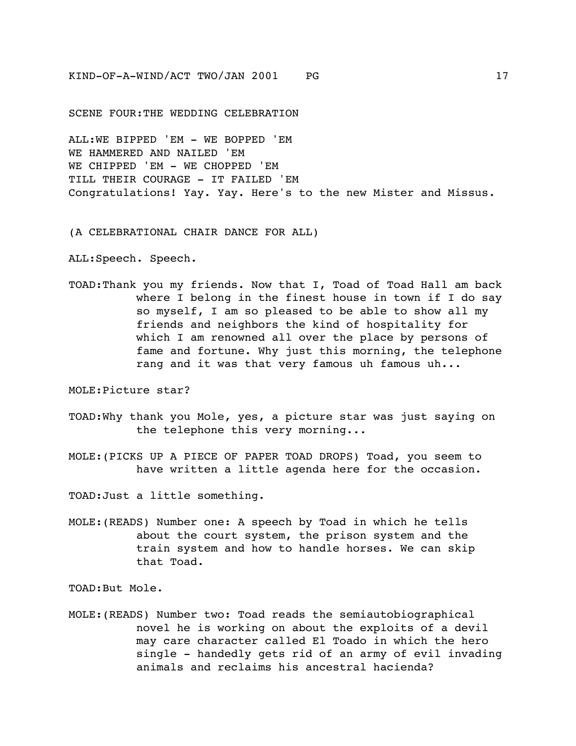SCENE FOUR:THE WEDDING CELEBRATION

ALL:WE BIPPED 'EM - WE BOPPED 'EM
WE HAMMERED AND NAILED 'EM
WE CHIPPED 'EM - WE CHOPPED 'EM
TILL THEIR COURAGE - IT FAILED 'EM
Congratulations! Yay. Yay. Here's to the new Mister and Missus.

(A CELEBRATIONAL CHAIR DANCE FOR ALL)

ALL:Speech. Speech.

TOAD:Thank you my friends. Now that I, Toad of Toad Hall am back where I belong in the finest house in town if I do say so myself, I am so pleased to be able to show all my friends and neighbors the kind of hospitality for which I am renowned all over the place by persons of fame and fortune. Why just this morning, the telephone rang and it was that very famous uh famous uh...

MOLE:Picture star?

TOAD:Why thank you Mole, yes, a picture star was just saying on the telephone this very morning...

MOLE:(PICKS UP A PIECE OF PAPER TOAD DROPS) Toad, you seem to have written a little agenda here for the occasion.

TOAD:Just a little something.

MOLE:(READS) Number one: A speech by Toad in which he tells about the court system, the prison system and the train system and how to handle horses. We can skip that Toad.

TOAD:But Mole.

MOLE:(READS) Number two: Toad reads the semiautobiographical novel he is working on about the exploits of a devil may care character called El Toado in which the hero single - handedly gets rid of an army of evil invading animals and reclaims his ancestral hacienda?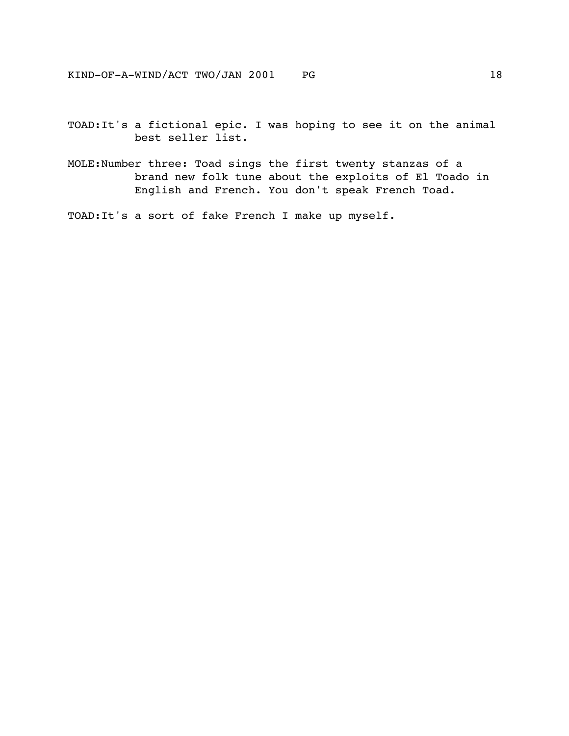TOAD:It's a fictional epic. I was hoping to see it on the animal best seller list.

MOLE:Number three: Toad sings the first twenty stanzas of a brand new folk tune about the exploits of El Toado in English and French. You don't speak French Toad.

TOAD:It's a sort of fake French I make up myself.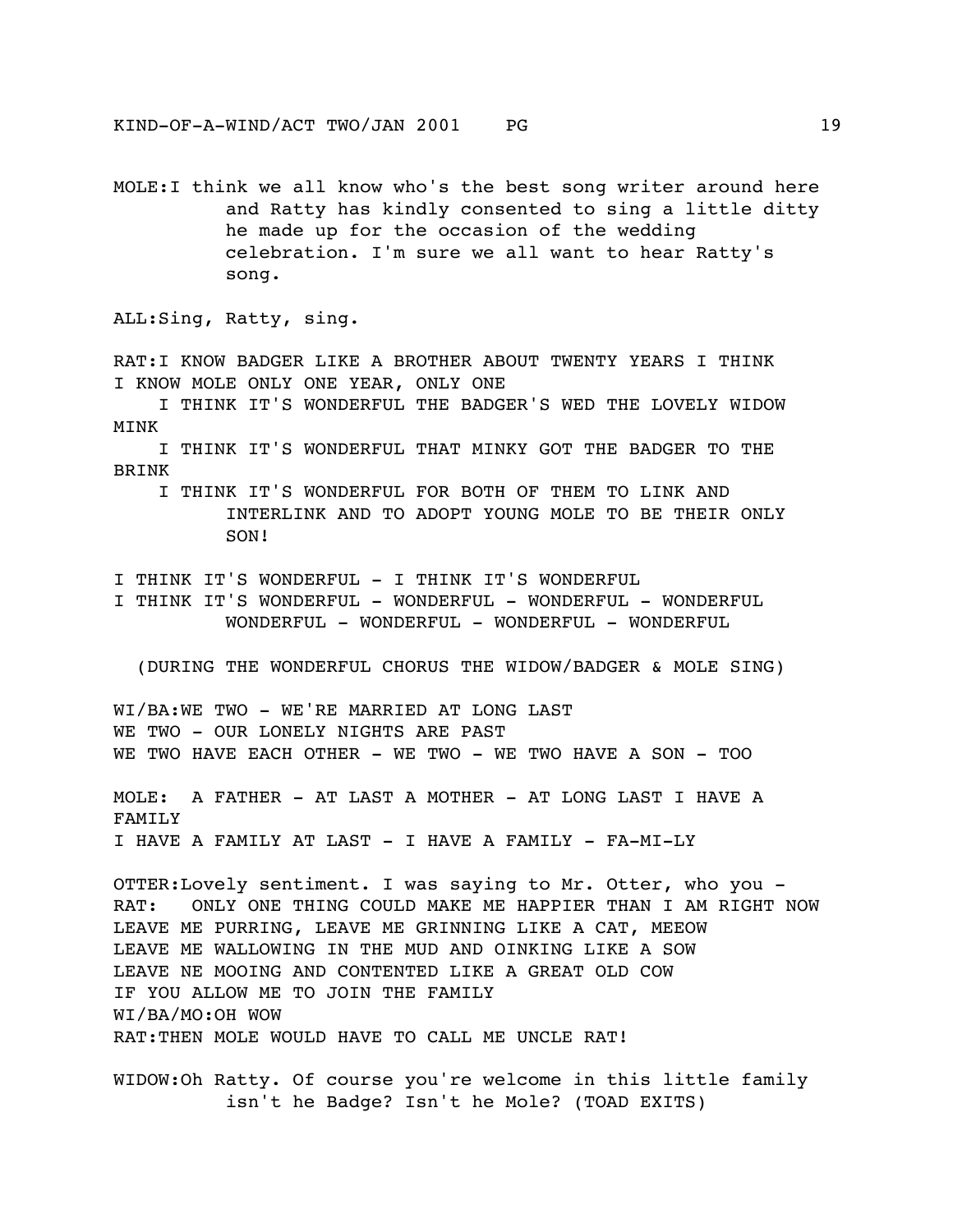MOLE:I think we all know who's the best song writer around here and Ratty has kindly consented to sing a little ditty he made up for the occasion of the wedding celebration. I'm sure we all want to hear Ratty's song.

ALL:Sing, Ratty, sing.

RAT:I KNOW BADGER LIKE A BROTHER ABOUT TWENTY YEARS I THINK
I KNOW MOLE ONLY ONE YEAR, ONLY ONE
I THINK IT'S WONDERFUL THE BADGER'S WED THE LOVELY WIDOW MINK
I THINK IT'S WONDERFUL THAT MINKY GOT THE BADGER TO THE BRINK
I THINK IT'S WONDERFUL FOR BOTH OF THEM TO LINK AND INTERLINK AND TO ADOPT YOUNG MOLE TO BE THEIR ONLY SON!

I THINK IT'S WONDERFUL - I THINK IT'S WONDERFUL
I THINK IT'S WONDERFUL - WONDERFUL - WONDERFUL - WONDERFUL WONDERFUL - WONDERFUL - WONDERFUL - WONDERFUL

(DURING THE WONDERFUL CHORUS THE WIDOW/BADGER & MOLE SING)

WI/BA:WE TWO - WE'RE MARRIED AT LONG LAST
WE TWO - OUR LONELY NIGHTS ARE PAST
WE TWO HAVE EACH OTHER - WE TWO - WE TWO HAVE A SON - TOO

MOLE: A FATHER - AT LAST A MOTHER - AT LONG LAST I HAVE A FAMILY
I HAVE A FAMILY AT LAST - I HAVE A FAMILY - FA-MI-LY

OTTER:Lovely sentiment. I was saying to Mr. Otter, who you -
RAT: ONLY ONE THING COULD MAKE ME HAPPIER THAN I AM RIGHT NOW
LEAVE ME PURRING, LEAVE ME GRINNING LIKE A CAT, MEEOW
LEAVE ME WALLOWING IN THE MUD AND OINKING LIKE A SOW
LEAVE NE MOOING AND CONTENTED LIKE A GREAT OLD COW
IF YOU ALLOW ME TO JOIN THE FAMILY
WI/BA/MO:OH WOW
RAT:THEN MOLE WOULD HAVE TO CALL ME UNCLE RAT!

WIDOW:Oh Ratty. Of course you're welcome in this little family isn't he Badge? Isn't he Mole? (TOAD EXITS)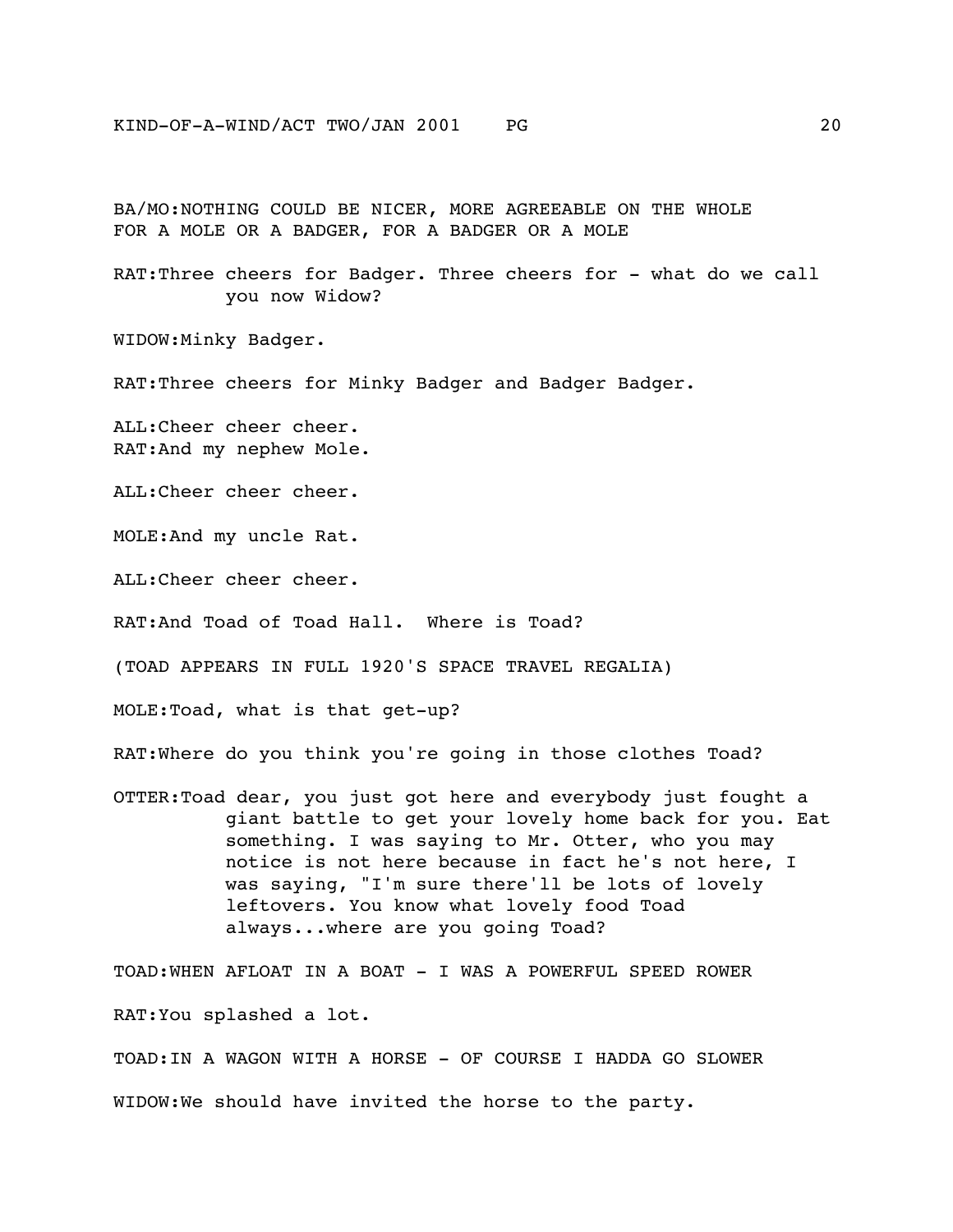BA/MO:NOTHING COULD BE NICER, MORE AGREEABLE ON THE WHOLE
FOR A MOLE OR A BADGER, FOR A BADGER OR A MOLE

RAT:Three cheers for Badger. Three cheers for - what do we call you now Widow?

WIDOW:Minky Badger.

RAT:Three cheers for Minky Badger and Badger Badger.

ALL:Cheer cheer cheer.
RAT:And my nephew Mole.

ALL:Cheer cheer cheer.

MOLE:And my uncle Rat.

ALL:Cheer cheer cheer.

RAT:And Toad of Toad Hall. Where is Toad?

(TOAD APPEARS IN FULL 1920'S SPACE TRAVEL REGALIA)

MOLE:Toad, what is that get-up?

RAT:Where do you think you're going in those clothes Toad?

OTTER:Toad dear, you just got here and everybody just fought a giant battle to get your lovely home back for you. Eat something. I was saying to Mr. Otter, who you may notice is not here because in fact he's not here, I was saying, "I'm sure there'll be lots of lovely leftovers. You know what lovely food Toad always...where are you going Toad?

TOAD:WHEN AFLOAT IN A BOAT - I WAS A POWERFUL SPEED ROWER

RAT:You splashed a lot.

TOAD:IN A WAGON WITH A HORSE - OF COURSE I HADDA GO SLOWER

WIDOW:We should have invited the horse to the party.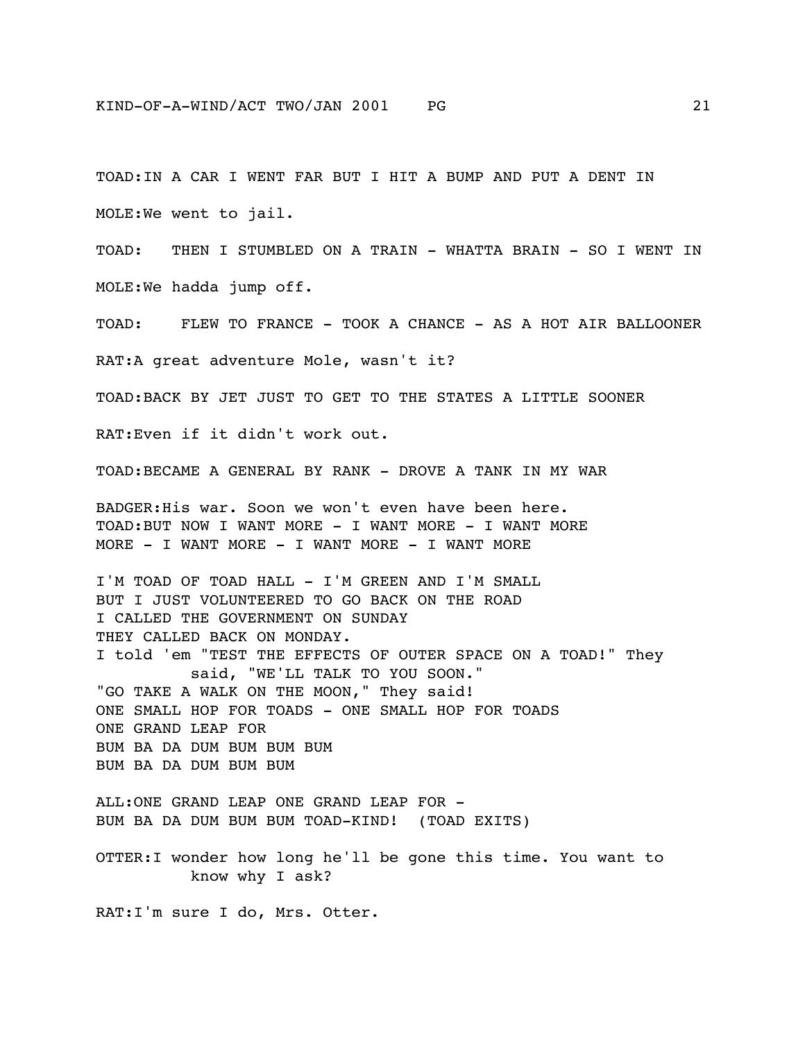TOAD: IN A CAR I WENT FAR BUT I HIT A BUMP AND PUT A DENT IN

MOLE: We went to jail.

TOAD: THEN I STUMBLED ON A TRAIN - WHATTA BRAIN - SO I WENT IN

MOLE: We hadda jump off.

TOAD: FLEW TO FRANCE - TOOK A CHANCE - AS A HOT AIR BALLOONER

RAT: A great adventure Mole, wasn't it?

TOAD: BACK BY JET JUST TO GET TO THE STATES A LITTLE SOONER

RAT: Even if it didn't work out.

TOAD: BECAME A GENERAL BY RANK - DROVE A TANK IN MY WAR

BADGER: His war. Soon we won't even have been here.
TOAD: BUT NOW I WANT MORE - I WANT MORE - I WANT MORE
MORE - I WANT MORE - I WANT MORE - I WANT MORE

I'M TOAD OF TOAD HALL - I'M GREEN AND I'M SMALL
BUT I JUST VOLUNTEERED TO GO BACK ON THE ROAD
I CALLED THE GOVERNMENT ON SUNDAY
THEY CALLED BACK ON MONDAY.
I told 'em "TEST THE EFFECTS OF OUTER SPACE ON A TOAD!" They said, "WE'LL TALK TO YOU SOON."
"GO TAKE A WALK ON THE MOON," They said!
ONE SMALL HOP FOR TOADS - ONE SMALL HOP FOR TOADS
ONE GRAND LEAP FOR
BUM BA DA DUM BUM BUM BUM
BUM BA DA DUM BUM BUM

ALL: ONE GRAND LEAP ONE GRAND LEAP FOR -
BUM BA DA DUM BUM BUM TOAD-KIND! (TOAD EXITS)

OTTER: I wonder how long he'll be gone this time. You want to know why I ask?

RAT: I'm sure I do, Mrs. Otter.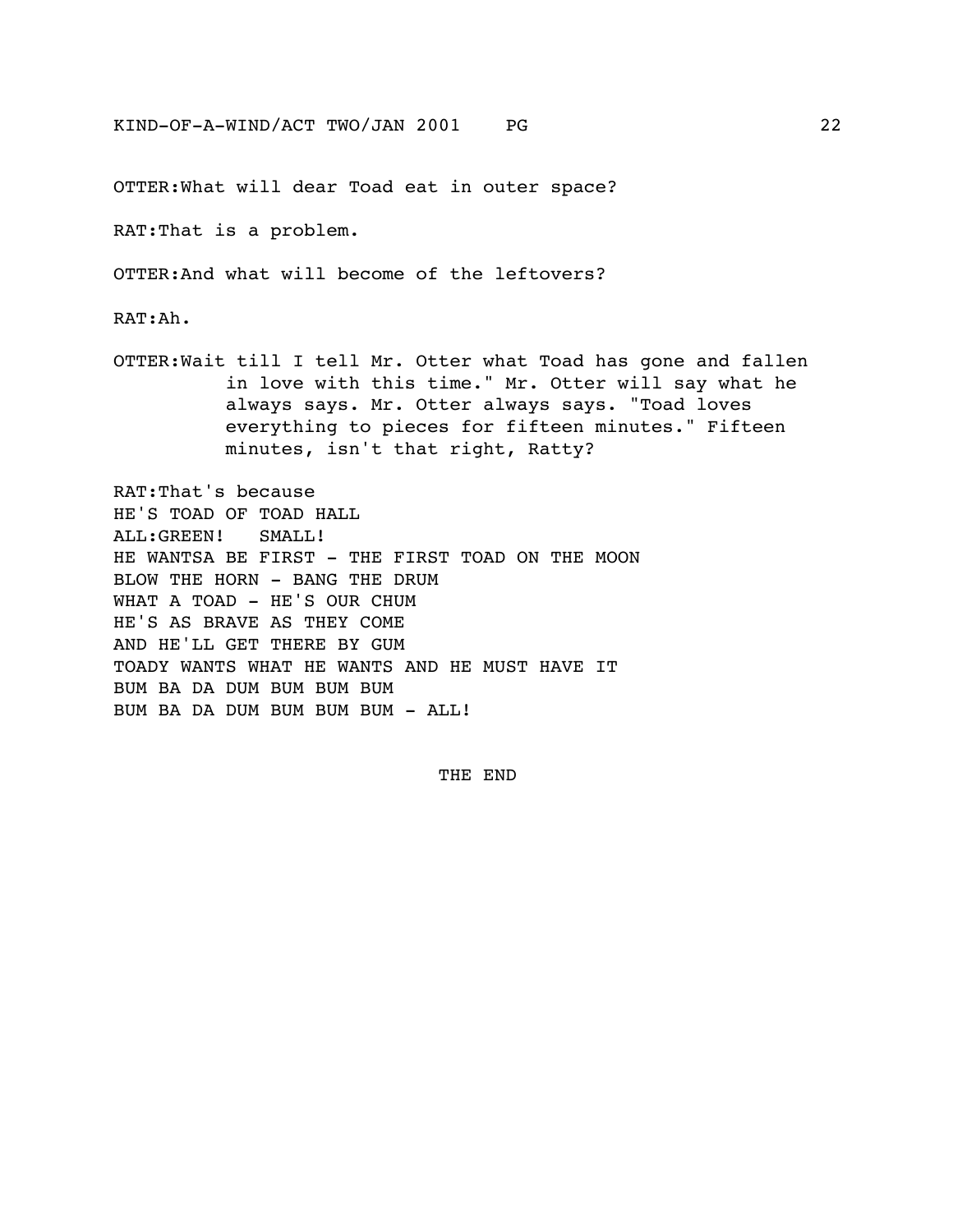OTTER:What will dear Toad eat in outer space?

RAT:That is a problem.

OTTER:And what will become of the leftovers?

RAT:Ah.

OTTER:Wait till I tell Mr. Otter what Toad has gone and fallen in love with this time." Mr. Otter will say what he always says. Mr. Otter always says. "Toad loves everything to pieces for fifteen minutes." Fifteen minutes, isn't that right, Ratty?

RAT:That's because
HE'S TOAD OF TOAD HALL
ALL:GREEN!   SMALL!
HE WANTSA BE FIRST - THE FIRST TOAD ON THE MOON
BLOW THE HORN - BANG THE DRUM
WHAT A TOAD - HE'S OUR CHUM
HE'S AS BRAVE AS THEY COME
AND HE'LL GET THERE BY GUM
TOADY WANTS WHAT HE WANTS AND HE MUST HAVE IT
BUM BA DA DUM BUM BUM BUM
BUM BA DA DUM BUM BUM BUM - ALL!

THE END